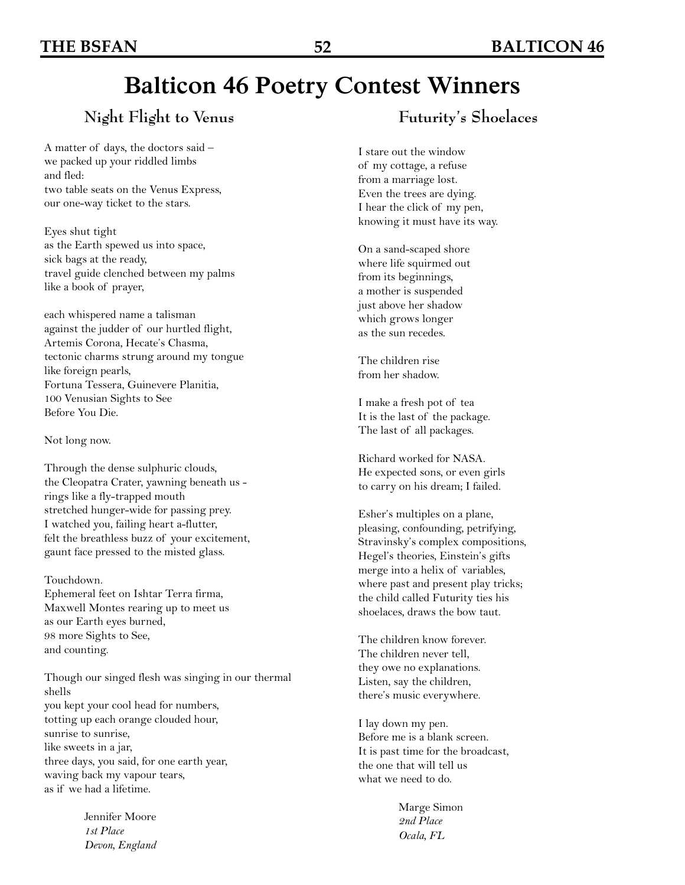# Balticon 46 Poetry Contest Winners

## Night Flight to Venus

A matter of days, the doctors said –
we packed up your riddled limbs
and fled:
two table seats on the Venus Express,
our one-way ticket to the stars.

Eyes shut tight
as the Earth spewed us into space,
sick bags at the ready,
travel guide clenched between my palms
like a book of prayer,

each whispered name a talisman
against the judder of our hurtled flight,
Artemis Corona, Hecate's Chasma,
tectonic charms strung around my tongue
like foreign pearls,
Fortuna Tessera, Guinevere Planitia,
100 Venusian Sights to See
Before You Die.

Not long now.

Through the dense sulphuric clouds,
the Cleopatra Crater, yawning beneath us -
rings like a fly-trapped mouth
stretched hunger-wide for passing prey.
I watched you, failing heart a-flutter,
felt the breathless buzz of your excitement,
gaunt face pressed to the misted glass.

Touchdown.
Ephemeral feet on Ishtar Terra firma,
Maxwell Montes rearing up to meet us
as our Earth eyes burned,
98 more Sights to See,
and counting.

Though our singed flesh was singing in our thermal shells
you kept your cool head for numbers,
totting up each orange clouded hour,
sunrise to sunrise,
like sweets in a jar,
three days, you said, for one earth year,
waving back my vapour tears,
as if we had a lifetime.

Jennifer Moore
*1st Place*
*Devon, England*

## Futurity's Shoelaces

I stare out the window
of my cottage, a refuse
from a marriage lost.
Even the trees are dying.
I hear the click of my pen,
knowing it must have its way.

On a sand-scaped shore
where life squirmed out
from its beginnings,
a mother is suspended
just above her shadow
which grows longer
as the sun recedes.

The children rise
from her shadow.

I make a fresh pot of tea
It is the last of the package.
The last of all packages.

Richard worked for NASA.
He expected sons, or even girls
to carry on his dream; I failed.

Esher's multiples on a plane,
pleasing, confounding, petrifying,
Stravinsky's complex compositions,
Hegel's theories, Einstein's gifts
merge into a helix of variables,
where past and present play tricks;
the child called Futurity ties his
shoelaces, draws the bow taut.

The children know forever.
The children never tell,
they owe no explanations.
Listen, say the children,
there's music everywhere.

I lay down my pen.
Before me is a blank screen.
It is past time for the broadcast,
the one that will tell us
what we need to do.

Marge Simon
*2nd Place*
*Ocala, FL*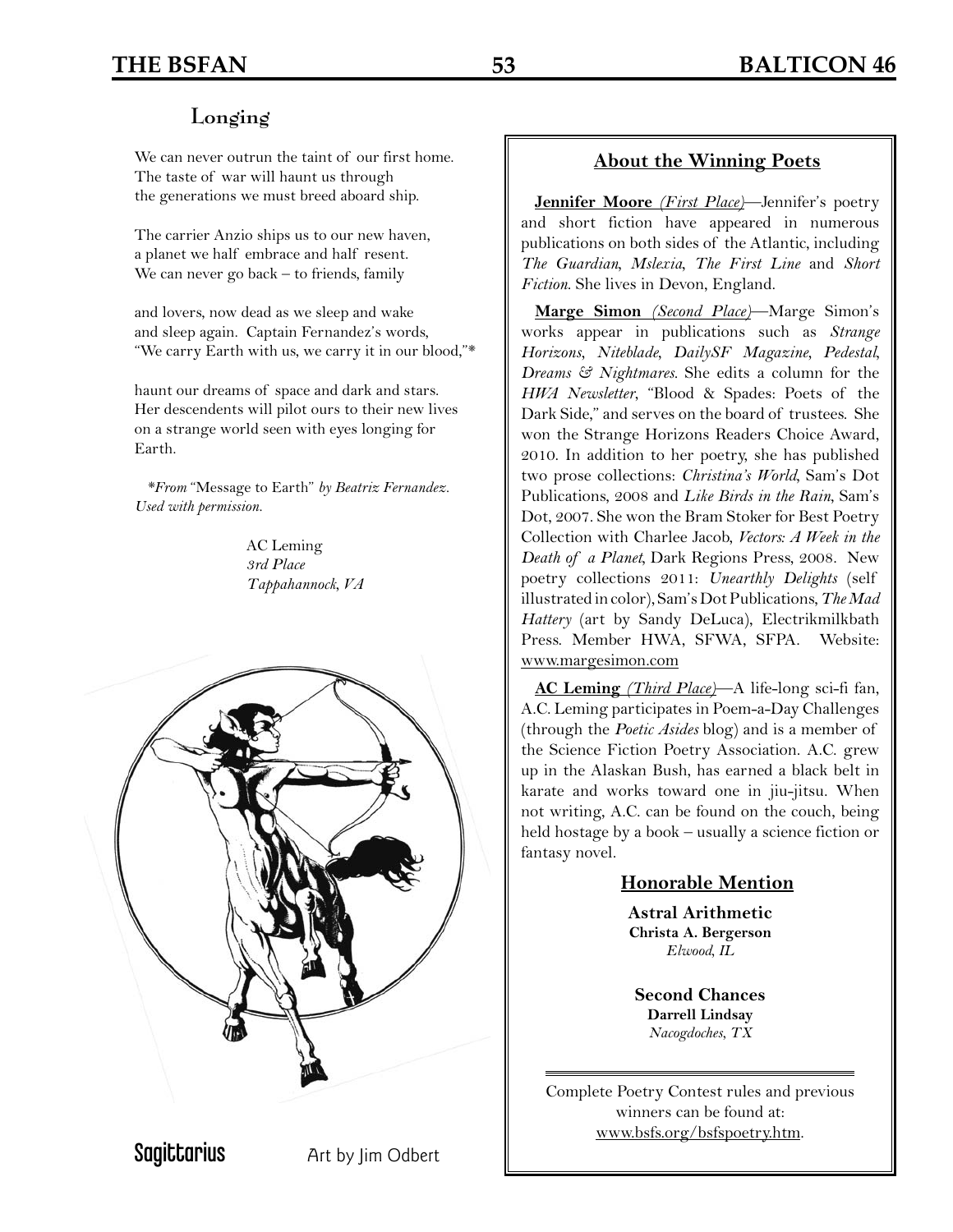## Longing

We can never outrun the taint of our first home.
The taste of war will haunt us through
the generations we must breed aboard ship.

The carrier Anzio ships us to our new haven,
a planet we half embrace and half resent.
We can never go back – to friends, family

and lovers, now dead as we sleep and wake
and sleep again. Captain Fernandez's words,
"We carry Earth with us, we carry it in our blood,"*

haunt our dreams of space and dark and stars.
Her descendents will pilot ours to their new lives
on a strange world seen with eyes longing for
Earth.

*\*From* "Message to Earth" *by Beatriz Fernandez. Used with permission.*

AC Leming
*3rd Place*
*Tappahannock, VA*

Sagittarius Art by Jim Odbert

### About the Winning Poets

**Jennifer Moore** *(First Place)*—Jennifer's poetry and short fiction have appeared in numerous publications on both sides of the Atlantic, including *The Guardian*, *Mslexia*, *The First Line* and *Short Fiction*. She lives in Devon, England.

**Marge Simon** *(Second Place)*—Marge Simon's works appear in publications such as *Strange Horizons*, *Niteblade*, *DailySF Magazine*, *Pedestal*, *Dreams & Nightmares*. She edits a column for the *HWA Newsletter*, "Blood & Spades: Poets of the Dark Side," and serves on the board of trustees. She won the Strange Horizons Readers Choice Award, 2010. In addition to her poetry, she has published two prose collections: *Christina's World*, Sam's Dot Publications, 2008 and *Like Birds in the Rain*, Sam's Dot, 2007. She won the Bram Stoker for Best Poetry Collection with Charlee Jacob, *Vectors: A Week in the Death of a Planet*, Dark Regions Press, 2008. New poetry collections 2011: *Unearthly Delights* (self illustrated in color), Sam's Dot Publications, *The Mad Hattery* (art by Sandy DeLuca), Electrikmilkbath Press. Member HWA, SFWA, SFPA. Website: www.margesimon.com

**AC Leming** *(Third Place)*—A life-long sci-fi fan, A.C. Leming participates in Poem-a-Day Challenges (through the *Poetic Asides* blog) and is a member of the Science Fiction Poetry Association. A.C. grew up in the Alaskan Bush, has earned a black belt in karate and works toward one in jiu-jitsu. When not writing, A.C. can be found on the couch, being held hostage by a book – usually a science fiction or fantasy novel.

### Honorable Mention

**Astral Arithmetic**
**Christa A. Bergerson**
*Elwood, IL*

**Second Chances**
**Darrell Lindsay**
*Nacogdoches, TX*

Complete Poetry Contest rules and previous winners can be found at: www.bsfs.org/bsfspoetry.htm.